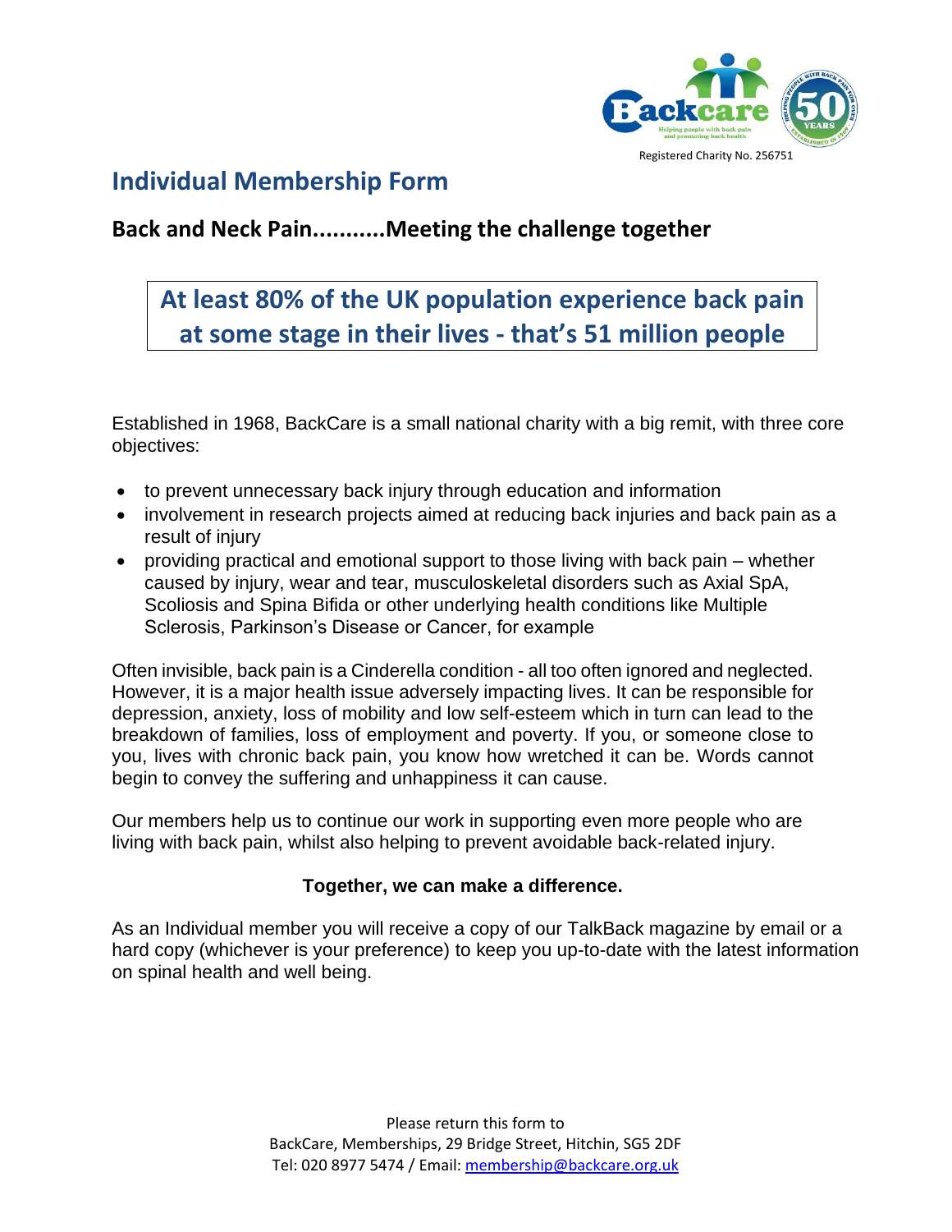Registered Charity No. 256751

# Individual Membership Form

## Back and Neck Pain..........Meeting the challenge together

**At least 80% of the UK population experience back pain at some stage in their lives - that's 51 million people**

Established in 1968, BackCare is a small national charity with a big remit, with three core objectives:

- to prevent unnecessary back injury through education and information
- involvement in research projects aimed at reducing back injuries and back pain as a result of injury
- providing practical and emotional support to those living with back pain – whether caused by injury, wear and tear, musculoskeletal disorders such as Axial SpA, Scoliosis and Spina Bifida or other underlying health conditions like Multiple Sclerosis, Parkinson's Disease or Cancer, for example

Often invisible, back pain is a Cinderella condition - all too often ignored and neglected. However, it is a major health issue adversely impacting lives. It can be responsible for depression, anxiety, loss of mobility and low self-esteem which in turn can lead to the breakdown of families, loss of employment and poverty. If you, or someone close to you, lives with chronic back pain, you know how wretched it can be. Words cannot begin to convey the suffering and unhappiness it can cause.

Our members help us to continue our work in supporting even more people who are living with back pain, whilst also helping to prevent avoidable back-related injury.

**Together, we can make a difference.**

As an Individual member you will receive a copy of our TalkBack magazine by email or a hard copy (whichever is your preference) to keep you up-to-date with the latest information on spinal health and well being.

Please return this form to
BackCare, Memberships, 29 Bridge Street, Hitchin, SG5 2DF
Tel: 020 8977 5474 / Email: membership@backcare.org.uk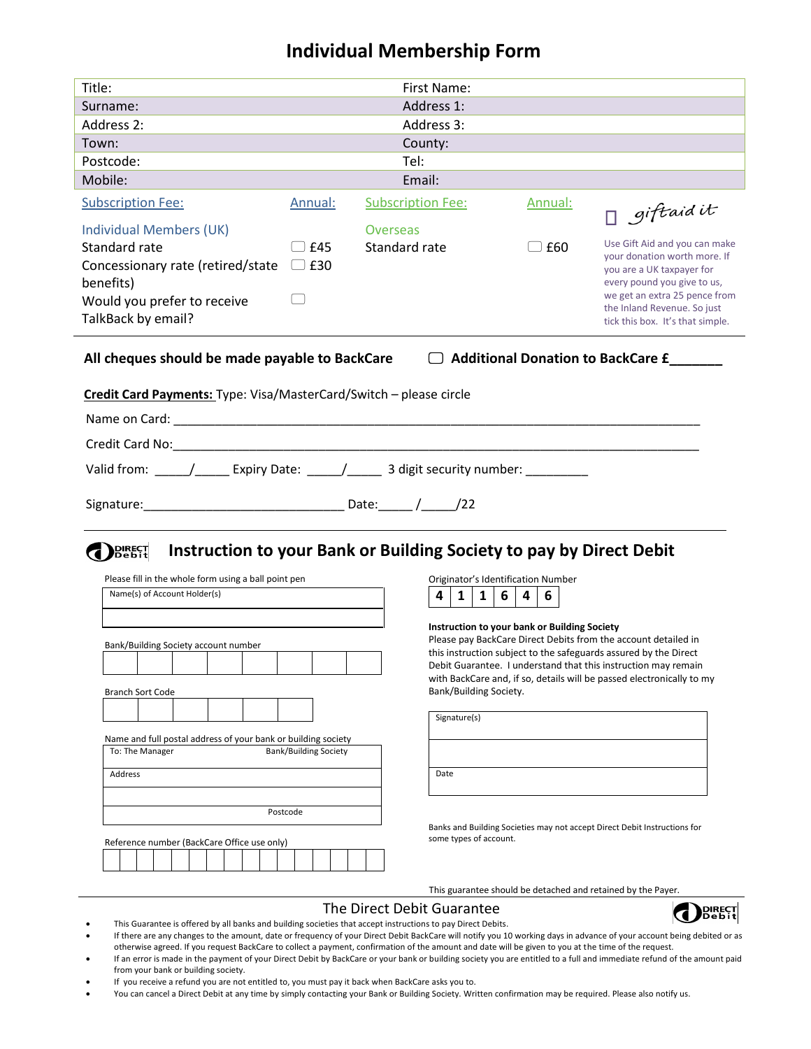# Individual Membership Form

| | |
|---|---|
| Title: | First Name: |
| Surname: | Address 1: |
| Address 2: | Address 3: |
| Town: | County: |
| Postcode: | Tel: |
| Mobile: | Email: |

| Subscription Fee: | Annual: | Subscription Fee: | Annual: |
|---|---|---|---|
| Individual Members (UK) | | Overseas | |
| Standard rate | ☐ £45 | Standard rate | ☐ £60 |
| Concessionary rate (retired/state benefits) | ☐ £30 | | |
| Would you prefer to receive TalkBack by email? | ☐ | | |

☐ giftaid it

Use Gift Aid and you can make your donation worth more. If you are a UK taxpayer for every pound you give to us, we get an extra 25 pence from the Inland Revenue. So just tick this box. It's that simple.

**All cheques should be made payable to BackCare** ☐ **Additional Donation to BackCare £_______**

**Credit Card Payments:** Type: Visa/MasterCard/Switch – please circle

Name on Card: ______________________________________________________________________________

Credit Card No:_____________________________________________________________________________

Valid from: _____/_____ Expiry Date: _____/_____ 3 digit security number: _________

Signature:_____________________________ Date:_____ /_____/22

## Instruction to your Bank or Building Society to pay by Direct Debit

Please fill in the whole form using a ball point pen

Name(s) of Account Holder(s)

Bank/Building Society account number

Branch Sort Code

Name and full postal address of your bank or building society

To: The Manager Bank/Building Society

Address

Postcode

Reference number (BackCare Office use only)

Originator's Identification Number

| 4 | 1 | 1 | 6 | 4 | 6 |
|---|---|---|---|---|---|

**Instruction to your bank or Building Society**

Please pay BackCare Direct Debits from the account detailed in this instruction subject to the safeguards assured by the Direct Debit Guarantee. I understand that this instruction may remain with BackCare and, if so, details will be passed electronically to my Bank/Building Society.

Signature(s)

Date

Banks and Building Societies may not accept Direct Debit Instructions for some types of account.

This guarantee should be detached and retained by the Payer.

## The Direct Debit Guarantee

- This Guarantee is offered by all banks and building societies that accept instructions to pay Direct Debits.
- If there are any changes to the amount, date or frequency of your Direct Debit BackCare will notify you 10 working days in advance of your account being debited or as otherwise agreed. If you request BackCare to collect a payment, confirmation of the amount and date will be given to you at the time of the request.
- If an error is made in the payment of your Direct Debit by BackCare or your bank or building society you are entitled to a full and immediate refund of the amount paid from your bank or building society.
- If you receive a refund you are not entitled to, you must pay it back when BackCare asks you to.
- You can cancel a Direct Debit at any time by simply contacting your Bank or Building Society. Written confirmation may be required. Please also notify us.